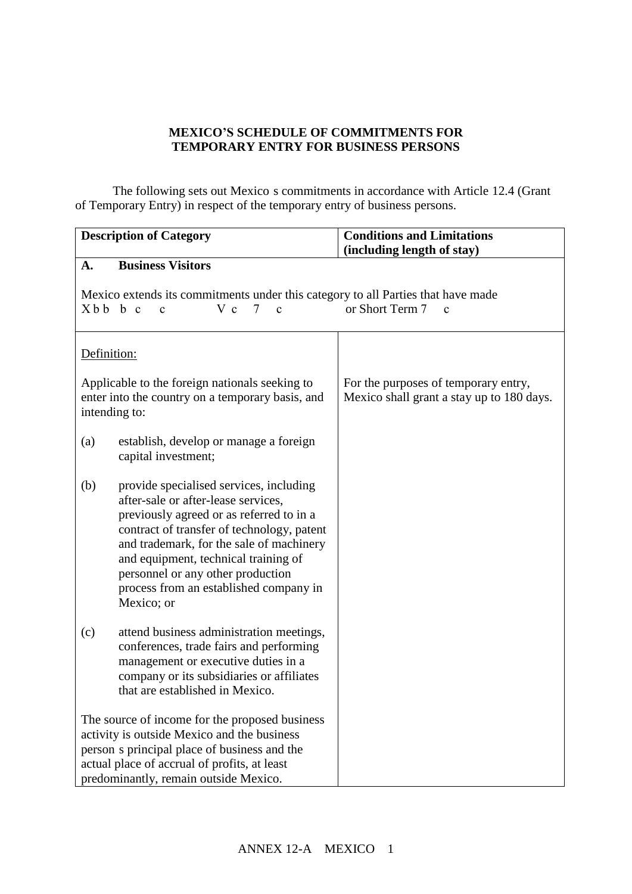**MEXICO'S SCHEDULE OF COMMITMENTS FOR TEMPORARY ENTRY FOR BUSINESS PERSONS**

The following sets out Mexico s commitments in accordance with Article 12.4 (Grant of Temporary Entry) in respect of the temporary entry of business persons.

| Description of Category | Conditions and Limitations (including length of stay) |
|---|---|
| **A. Business Visitors**<br><br>Mexico extends its commitments under this category to all Parties that have made Xbb b c c V c 7 c or Short Term 7 c | |
| Definition:<br><br>Applicable to the foreign nationals seeking to enter into the country on a temporary basis, and intending to:<br><br>(a) establish, develop or manage a foreign capital investment;<br><br>(b) provide specialised services, including after-sale or after-lease services, previously agreed or as referred to in a contract of transfer of technology, patent and trademark, for the sale of machinery and equipment, technical training of personnel or any other production process from an established company in Mexico; or<br><br>(c) attend business administration meetings, conferences, trade fairs and performing management or executive duties in a company or its subsidiaries or affiliates that are established in Mexico.<br><br>The source of income for the proposed business activity is outside Mexico and the business person s principal place of business and the actual place of accrual of profits, at least predominantly, remain outside Mexico. | For the purposes of temporary entry, Mexico shall grant a stay up to 180 days. |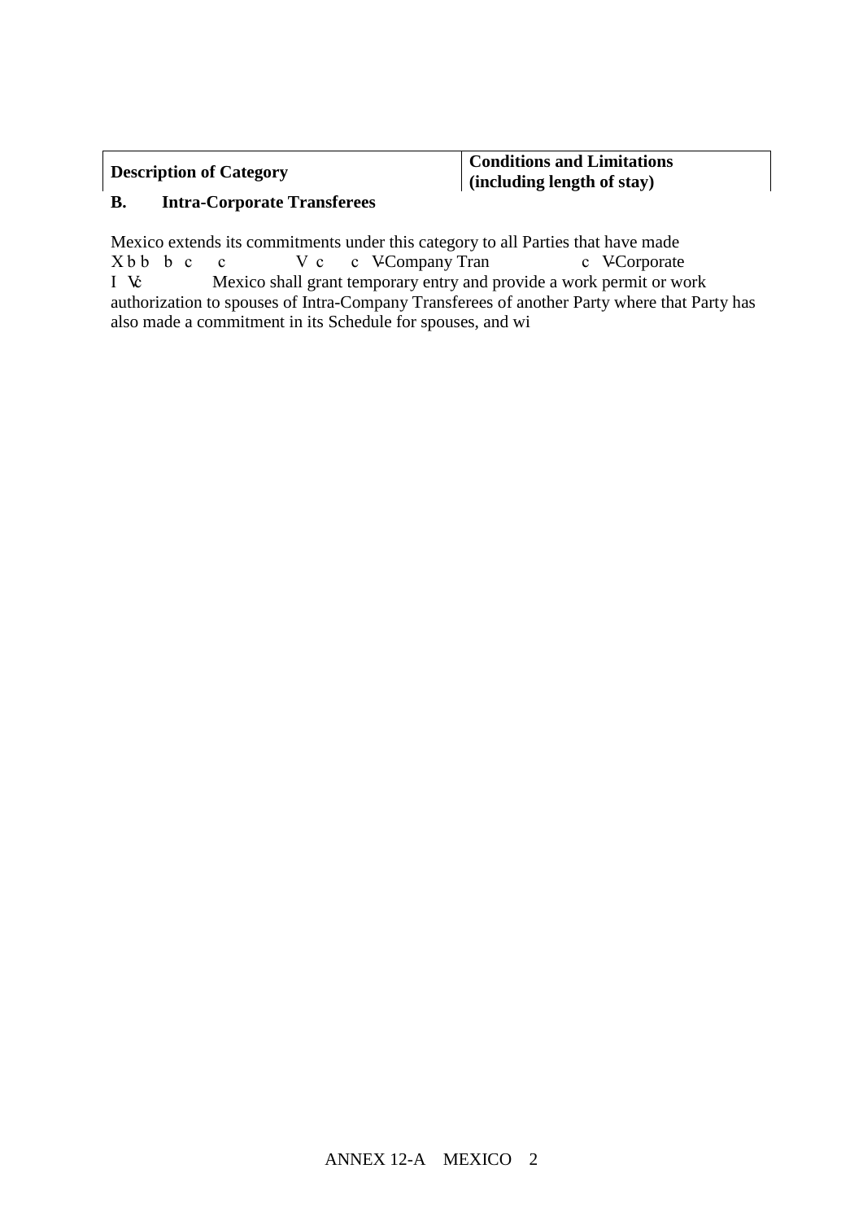| Description of Category | Conditions and Limitations (including length of stay) |
| --- | --- |

**B. Intra-Corporate Transferees**

Mexico extends its commitments under this category to all Parties that have made
X b b b c c V c c V-Company Tran c V-Corporate
I V: Mexico shall grant temporary entry and provide a work permit or work authorization to spouses of Intra-Company Transferees of another Party where that Party has also made a commitment in its Schedule for spouses, and wi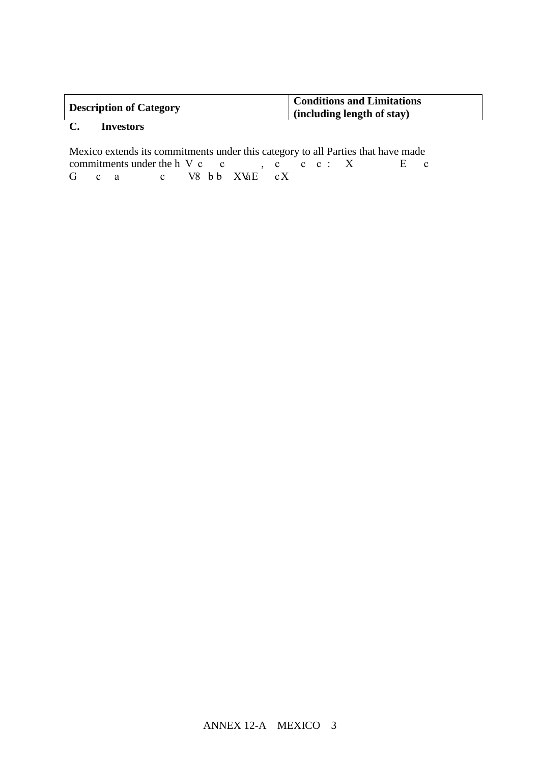| Description of Category | Conditions and Limitations (including length of stay) |
| --- | --- |

**C. Investors**

Mexico extends its commitments under this category to all Parties that have made commitments under the h V c c , c c c : X E c G c a c V8 b b XVaE c X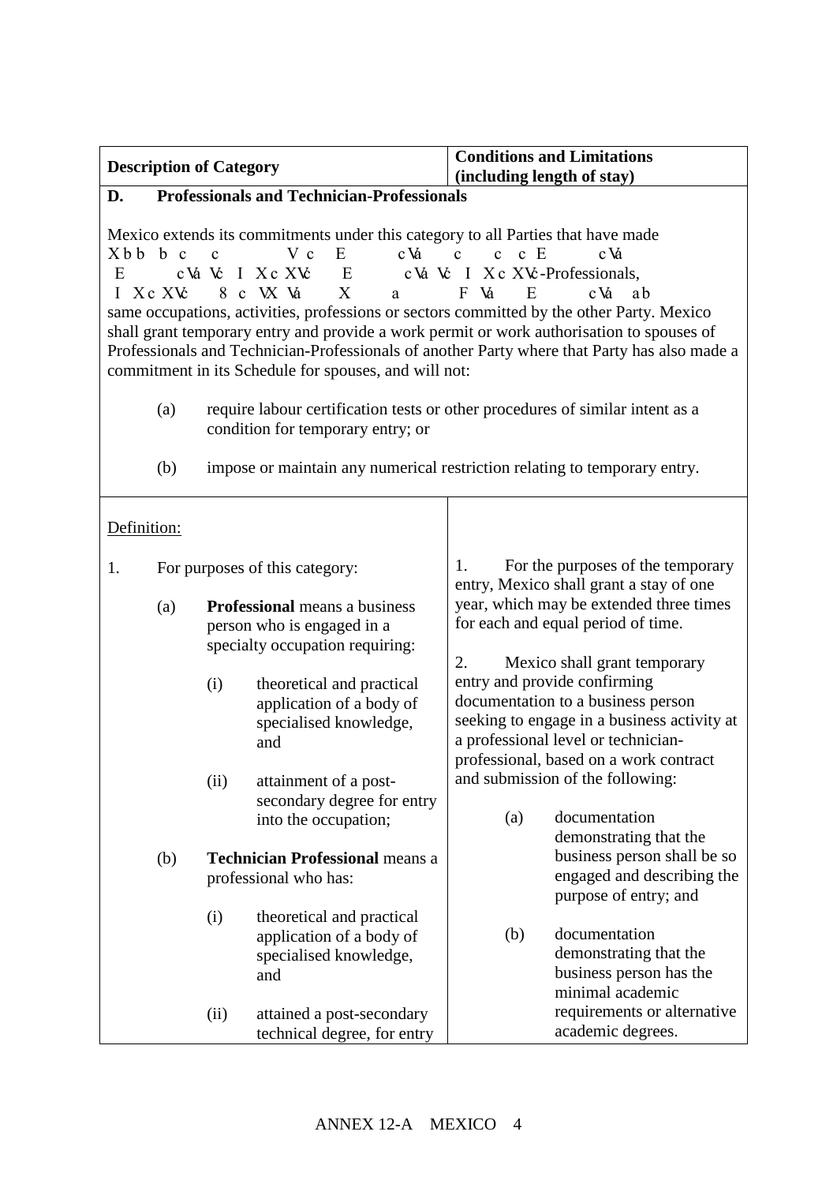| Description of Category | Conditions and Limitations (including length of stay) |
|---|---|
| **D. Professionals and Technician-Professionals**<br><br>Mexico extends its commitments under this category to all Parties that have made Xbb bc c Vc E cVa c c c E cVa E cVa Vc I XcXVc E cVa Vc I XcXVc-Professionals, I XcXVc 8 c VX Va X a F Va E cVa ab same occupations, activities, professions or sectors committed by the other Party. Mexico shall grant temporary entry and provide a work permit or work authorisation to spouses of Professionals and Technician-Professionals of another Party where that Party has also made a commitment in its Schedule for spouses, and will not:<br><br>(a) require labour certification tests or other procedures of similar intent as a condition for temporary entry; or<br><br>(b) impose or maintain any numerical restriction relating to temporary entry. | |
| Definition:<br><br>1. For purposes of this category:<br><br>(a) **Professional** means a business person who is engaged in a specialty occupation requiring:<br><br>(i) theoretical and practical application of a body of specialised knowledge, and<br><br>(ii) attainment of a post-secondary degree for entry into the occupation;<br><br>(b) **Technician Professional** means a professional who has:<br><br>(i) theoretical and practical application of a body of specialised knowledge, and<br><br>(ii) attained a post-secondary technical degree, for entry | 1. For the purposes of the temporary entry, Mexico shall grant a stay of one year, which may be extended three times for each and equal period of time.<br><br>2. Mexico shall grant temporary entry and provide confirming documentation to a business person seeking to engage in a business activity at a professional level or technician-professional, based on a work contract and submission of the following:<br><br>(a) documentation demonstrating that the business person shall be so engaged and describing the purpose of entry; and<br><br>(b) documentation demonstrating that the business person has the minimal academic requirements or alternative academic degrees. |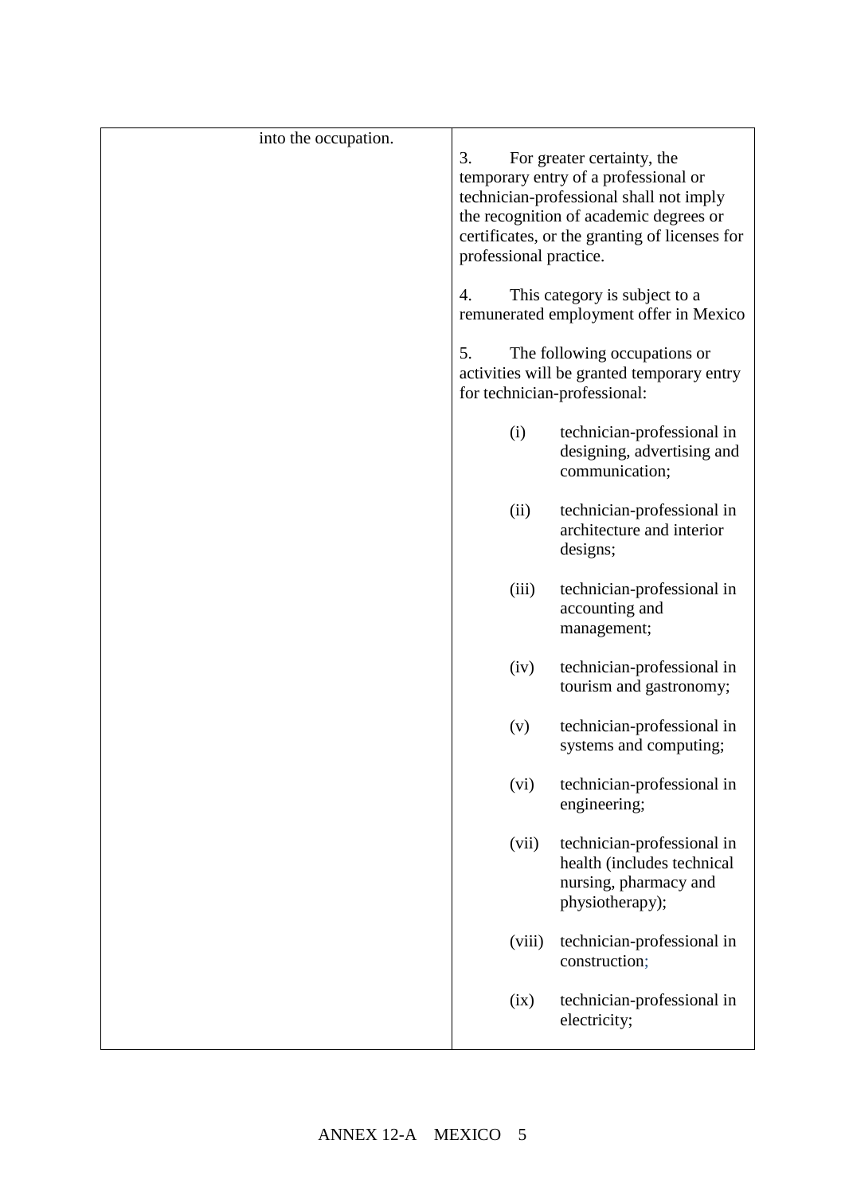| | |
|---|---|
| into the occupation. | 3. For greater certainty, the temporary entry of a professional or technician-professional shall not imply the recognition of academic degrees or certificates, or the granting of licenses for professional practice.<br><br>4. This category is subject to a remunerated employment offer in Mexico<br><br>5. The following occupations or activities will be granted temporary entry for technician-professional:<br><br>(i) technician-professional in designing, advertising and communication;<br><br>(ii) technician-professional in architecture and interior designs;<br><br>(iii) technician-professional in accounting and management;<br><br>(iv) technician-professional in tourism and gastronomy;<br><br>(v) technician-professional in systems and computing;<br><br>(vi) technician-professional in engineering;<br><br>(vii) technician-professional in health (includes technical nursing, pharmacy and physiotherapy);<br><br>(viii) technician-professional in construction;<br><br>(ix) technician-professional in electricity; |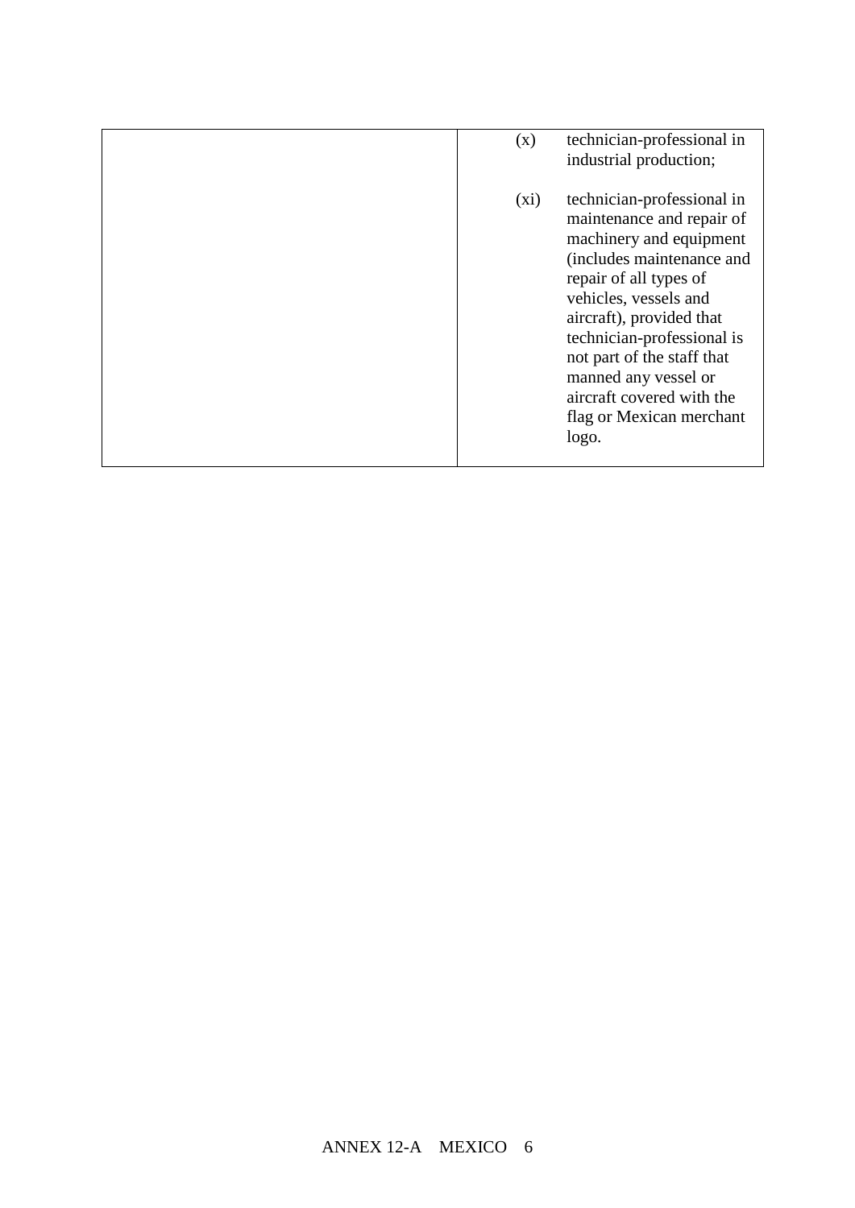| | |
|---|---|
| | (x) technician-professional in industrial production;<br><br>(xi) technician-professional in maintenance and repair of machinery and equipment (includes maintenance and repair of all types of vehicles, vessels and aircraft), provided that technician-professional is not part of the staff that manned any vessel or aircraft covered with the flag or Mexican merchant logo. |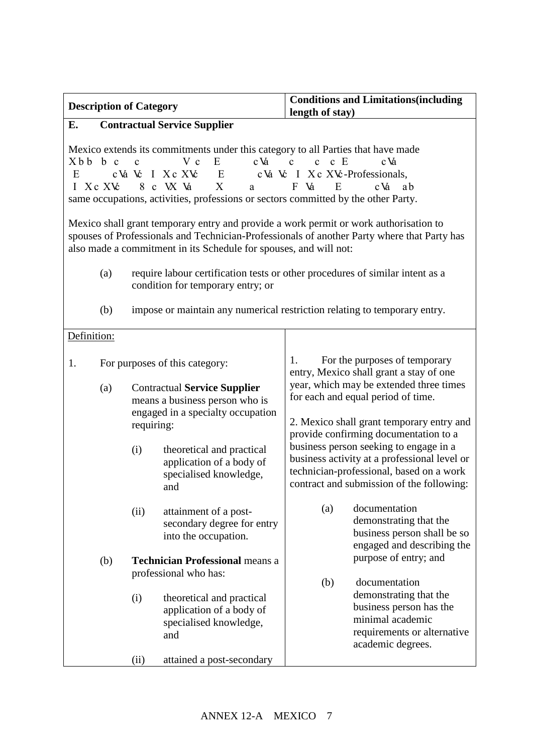| Description of Category | Conditions and Limitations(including length of stay) |
|---|---|
| **E. Contractual Service Supplier** | |

Mexico extends its commitments under this category to all Parties that have made Xbb b c c V c E cVa c c c E cVa E cVa Vc I XcXVc E cVa Vc I XcXVc-Professionals, I XcXVc 8 c VX Va X a F Va E cVa ab same occupations, activities, professions or sectors committed by the other Party.

Mexico shall grant temporary entry and provide a work permit or work authorisation to spouses of Professionals and Technician-Professionals of another Party where that Party has also made a commitment in its Schedule for spouses, and will not:

(a) require labour certification tests or other procedures of similar intent as a condition for temporary entry; or

(b) impose or maintain any numerical restriction relating to temporary entry.

| Description of Category | Conditions and Limitations(including length of stay) |
|---|---|
| Definition:<br><br>1. For purposes of this category:<br><br>(a) Contractual **Service Supplier** means a business person who is engaged in a specialty occupation requiring:<br><br>(i) theoretical and practical application of a body of specialised knowledge, and<br><br>(ii) attainment of a post-secondary degree for entry into the occupation.<br><br>(b) **Technician Professional** means a professional who has:<br><br>(i) theoretical and practical application of a body of specialised knowledge, and<br><br>(ii) attained a post-secondary | 1. For the purposes of temporary entry, Mexico shall grant a stay of one year, which may be extended three times for each and equal period of time.<br><br>2. Mexico shall grant temporary entry and provide confirming documentation to a business person seeking to engage in a business activity at a professional level or technician-professional, based on a work contract and submission of the following:<br><br>(a) documentation demonstrating that the business person shall be so engaged and describing the purpose of entry; and<br><br>(b) documentation demonstrating that the business person has the minimal academic requirements or alternative academic degrees. |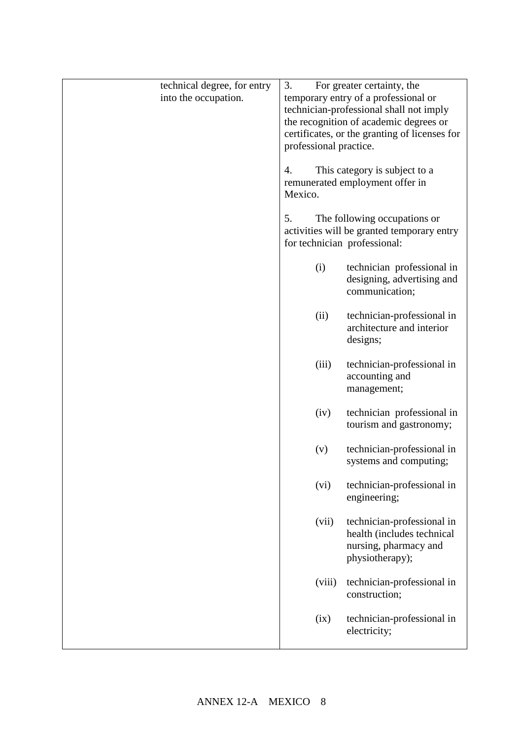| | |
|---|---|
| technical degree, for entry into the occupation. | 3. For greater certainty, the temporary entry of a professional or technician-professional shall not imply the recognition of academic degrees or certificates, or the granting of licenses for professional practice.<br><br>4. This category is subject to a remunerated employment offer in Mexico.<br><br>5. The following occupations or activities will be granted temporary entry for technician professional:<br><br>(i) technician professional in designing, advertising and communication;<br><br>(ii) technician-professional in architecture and interior designs;<br><br>(iii) technician-professional in accounting and management;<br><br>(iv) technician professional in tourism and gastronomy;<br><br>(v) technician-professional in systems and computing;<br><br>(vi) technician-professional in engineering;<br><br>(vii) technician-professional in health (includes technical nursing, pharmacy and physiotherapy);<br><br>(viii) technician-professional in construction;<br><br>(ix) technician-professional in electricity; |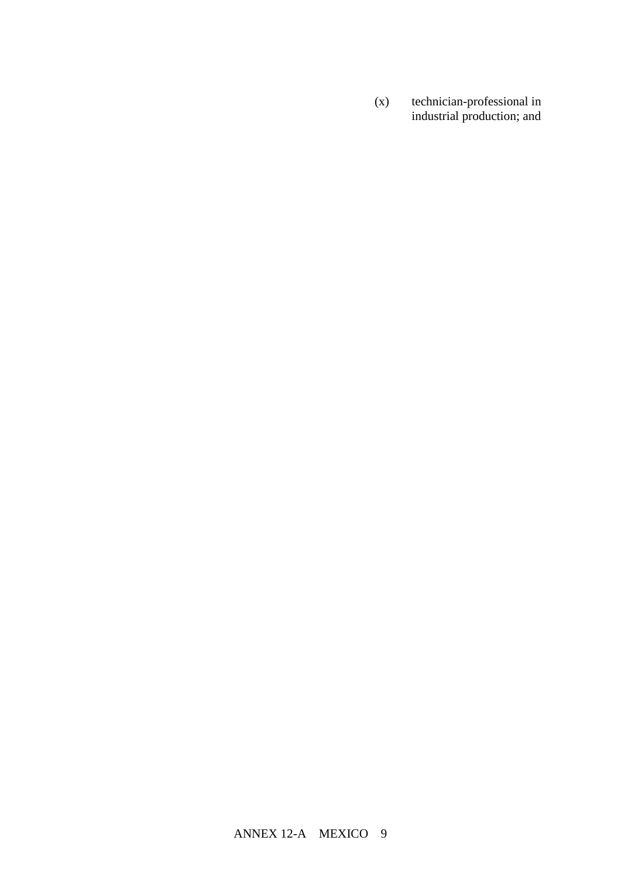(x) technician-professional in industrial production; and